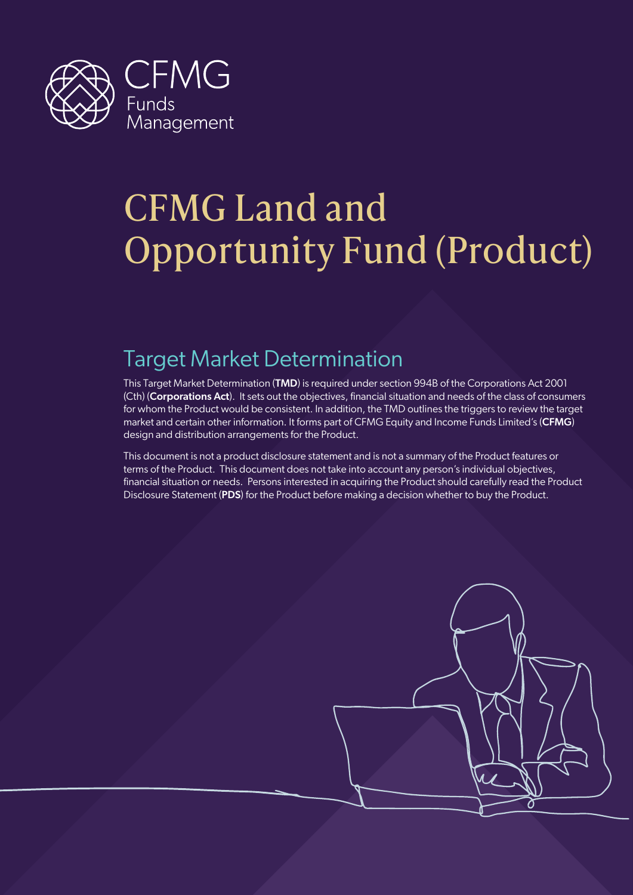CFMG

Funds Management

# CFMG Land and Opportunity Fund (Product)

## Target Market Determination

This Target Market Determination (**TMD**) is required under section 994B of the Corporations Act 2001 (Cth) (**Corporations Act**). It sets out the objectives, financial situation and needs of the class of consumers for whom the Product would be consistent. In addition, the TMD outlines the triggers to review the target market and certain other information. It forms part of CFMG Equity and Income Funds Limited's (**CFMG**) design and distribution arrangements for the Product.

This document is not a product disclosure statement and is not a summary of the Product features or terms of the Product. This document does not take into account any person's individual objectives, financial situation or needs. Persons interested in acquiring the Product should carefully read the Product Disclosure Statement (**PDS**) for the Product before making a decision whether to buy the Product.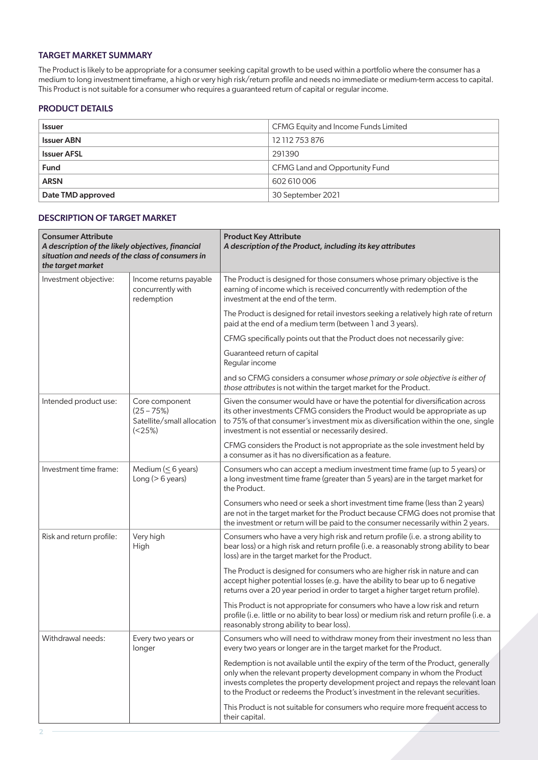## TARGET MARKET SUMMARY

The Product is likely to be appropriate for a consumer seeking capital growth to be used within a portfolio where the consumer has a medium to long investment timeframe, a high or very high risk/return profile and needs no immediate or medium-term access to capital. This Product is not suitable for a consumer who requires a guaranteed return of capital or regular income.

## PRODUCT DETAILS

| | |
|---|---|
| **Issuer** | CFMG Equity and Income Funds Limited |
| **Issuer ABN** | 12 112 753 876 |
| **Issuer AFSL** | 291390 |
| **Fund** | CFMG Land and Opportunity Fund |
| **ARSN** | 602 610 006 |
| **Date TMD approved** | 30 September 2021 |

## DESCRIPTION OF TARGET MARKET

| **Consumer Attribute** *A description of the likely objectives, financial situation and needs of the class of consumers in the target market* | | **Product Key Attribute** *A description of the Product, including its key attributes* |
|---|---|---|
| Investment objective: | Income returns payable concurrently with redemption | The Product is designed for those consumers whose primary objective is the earning of income which is received concurrently with redemption of the investment at the end of the term.<br><br>The Product is designed for retail investors seeking a relatively high rate of return paid at the end of a medium term (between 1 and 3 years).<br><br>CFMG specifically points out that the Product does not necessarily give:<br><br>Guaranteed return of capital<br>Regular income<br><br>and so CFMG considers a consumer *whose primary or sole objective is either of those attributes* is not within the target market for the Product. |
| Intended product use: | Core component (25 – 75%)<br>Satellite/small allocation (<25%) | Given the consumer would have or have the potential for diversification across its other investments CFMG considers the Product would be appropriate as up to 75% of that consumer's investment mix as diversification within the one, single investment is not essential or necessarily desired.<br><br>CFMG considers the Product is not appropriate as the sole investment held by a consumer as it has no diversification as a feature. |
| Investment time frame: | Medium (≤ 6 years)<br>Long (> 6 years) | Consumers who can accept a medium investment time frame (up to 5 years) or a long investment time frame (greater than 5 years) are in the target market for the Product.<br><br>Consumers who need or seek a short investment time frame (less than 2 years) are not in the target market for the Product because CFMG does not promise that the investment or return will be paid to the consumer necessarily within 2 years. |
| Risk and return profile: | Very high<br>High | Consumers who have a very high risk and return profile (i.e. a strong ability to bear loss) or a high risk and return profile (i.e. a reasonably strong ability to bear loss) are in the target market for the Product.<br><br>The Product is designed for consumers who are higher risk in nature and can accept higher potential losses (e.g. have the ability to bear up to 6 negative returns over a 20 year period in order to target a higher target return profile).<br><br>This Product is not appropriate for consumers who have a low risk and return profile (i.e. little or no ability to bear loss) or medium risk and return profile (i.e. a reasonably strong ability to bear loss). |
| Withdrawal needs: | Every two years or longer | Consumers who will need to withdraw money from their investment no less than every two years or longer are in the target market for the Product.<br><br>Redemption is not available until the expiry of the term of the Product, generally only when the relevant property development company in whom the Product invests completes the property development project and repays the relevant loan to the Product or redeems the Product's investment in the relevant securities.<br><br>This Product is not suitable for consumers who require more frequent access to their capital. |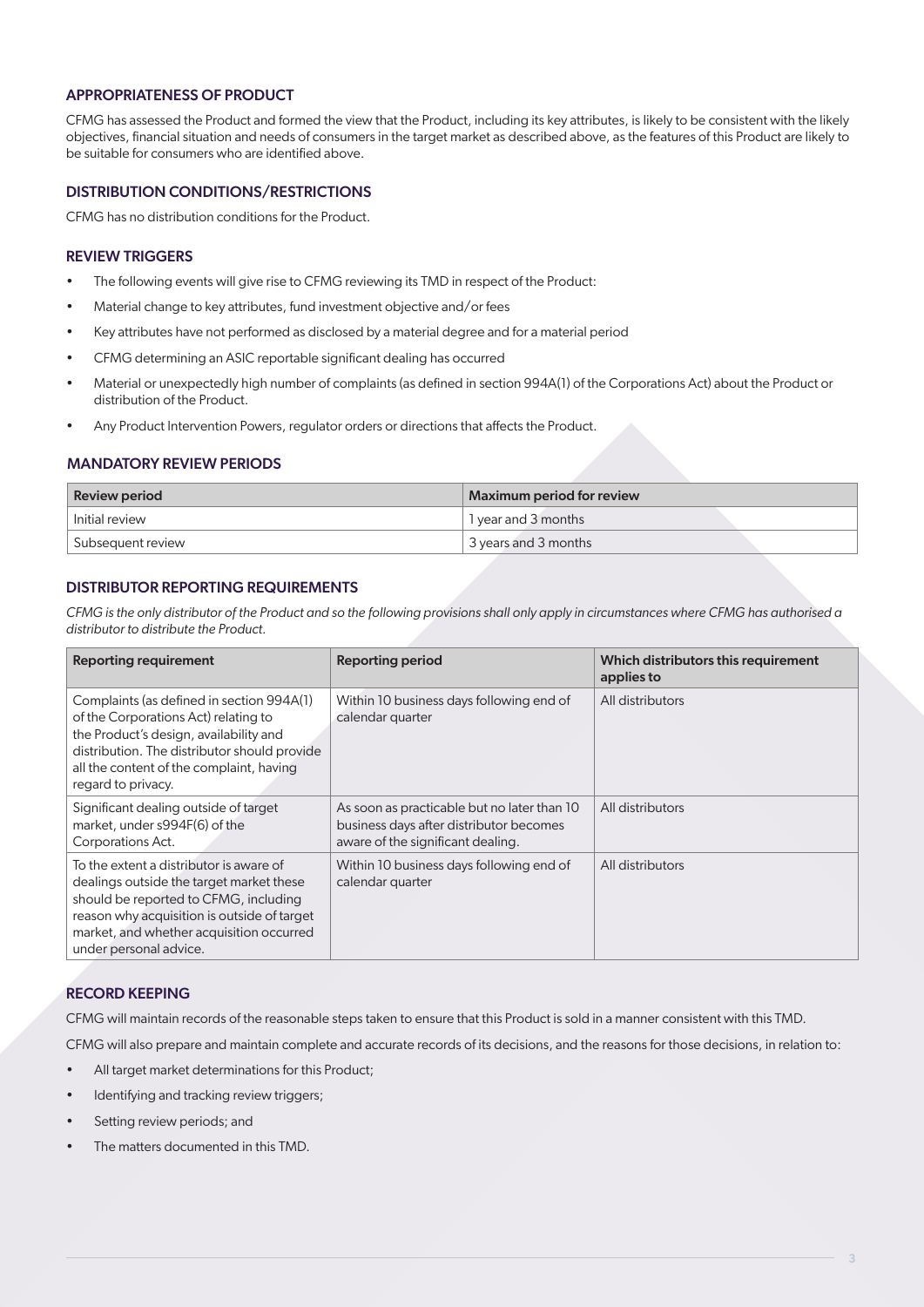## APPROPRIATENESS OF PRODUCT

CFMG has assessed the Product and formed the view that the Product, including its key attributes, is likely to be consistent with the likely objectives, financial situation and needs of consumers in the target market as described above, as the features of this Product are likely to be suitable for consumers who are identified above.

## DISTRIBUTION CONDITIONS/RESTRICTIONS

CFMG has no distribution conditions for the Product.

## REVIEW TRIGGERS

- The following events will give rise to CFMG reviewing its TMD in respect of the Product:
- Material change to key attributes, fund investment objective and/or fees
- Key attributes have not performed as disclosed by a material degree and for a material period
- CFMG determining an ASIC reportable significant dealing has occurred
- Material or unexpectedly high number of complaints (as defined in section 994A(1) of the Corporations Act) about the Product or distribution of the Product.
- Any Product Intervention Powers, regulator orders or directions that affects the Product.

## MANDATORY REVIEW PERIODS

| Review period | Maximum period for review |
| --- | --- |
| Initial review | 1 year and 3 months |
| Subsequent review | 3 years and 3 months |

## DISTRIBUTOR REPORTING REQUIREMENTS

*CFMG is the only distributor of the Product and so the following provisions shall only apply in circumstances where CFMG has authorised a distributor to distribute the Product.*

| Reporting requirement | Reporting period | Which distributors this requirement applies to |
| --- | --- | --- |
| Complaints (as defined in section 994A(1) of the Corporations Act) relating to the Product's design, availability and distribution. The distributor should provide all the content of the complaint, having regard to privacy. | Within 10 business days following end of calendar quarter | All distributors |
| Significant dealing outside of target market, under s994F(6) of the Corporations Act. | As soon as practicable but no later than 10 business days after distributor becomes aware of the significant dealing. | All distributors |
| To the extent a distributor is aware of dealings outside the target market these should be reported to CFMG, including reason why acquisition is outside of target market, and whether acquisition occurred under personal advice. | Within 10 business days following end of calendar quarter | All distributors |

## RECORD KEEPING

CFMG will maintain records of the reasonable steps taken to ensure that this Product is sold in a manner consistent with this TMD.

CFMG will also prepare and maintain complete and accurate records of its decisions, and the reasons for those decisions, in relation to:

- All target market determinations for this Product;
- Identifying and tracking review triggers;
- Setting review periods; and
- The matters documented in this TMD.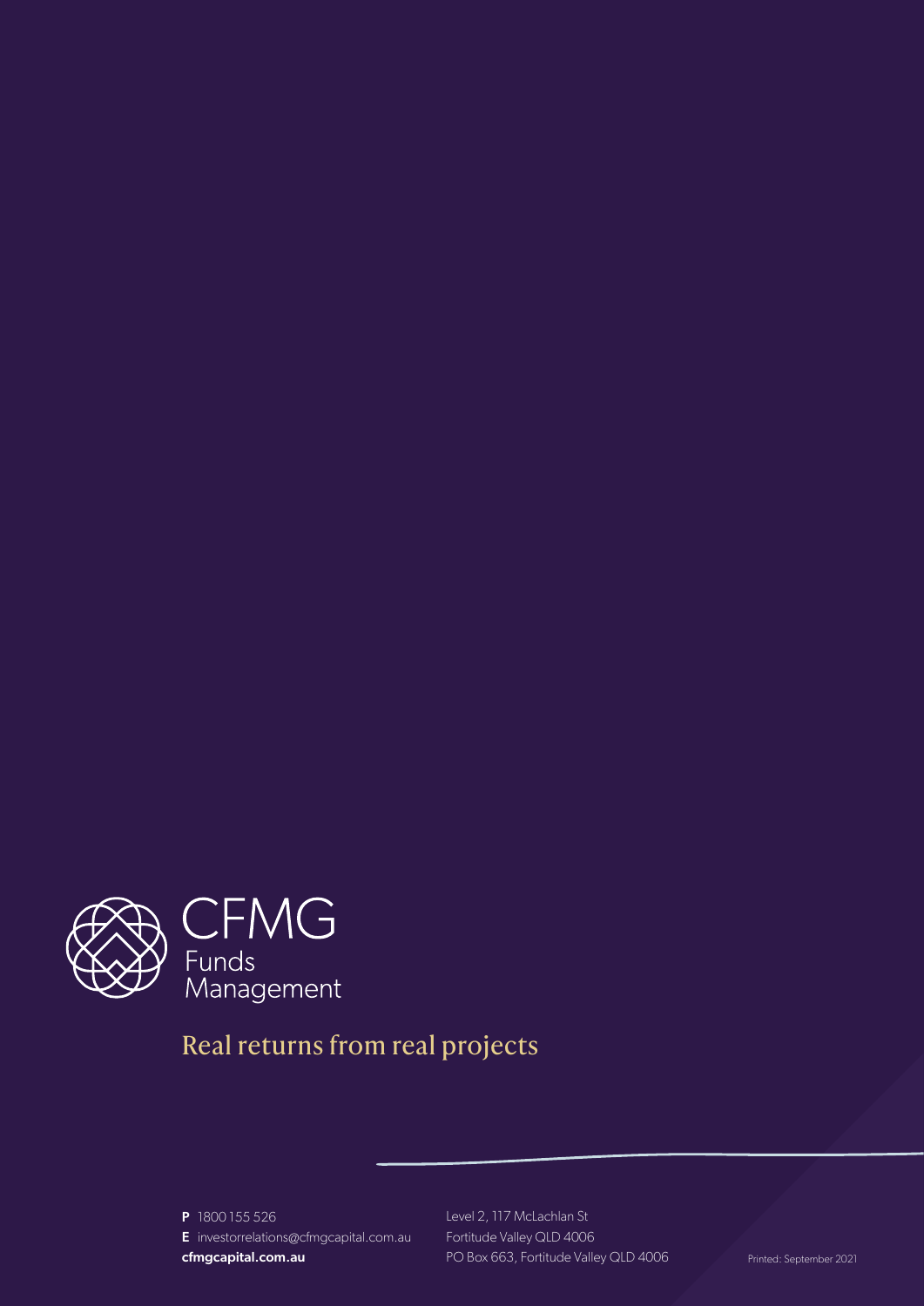CFMG
Funds
Management

Real returns from real projects

**P** 1800 155 526
**E** investorrelations@cfmgcapital.com.au
**cfmgcapital.com.au**

Level 2, 117 McLachlan St
Fortitude Valley QLD 4006
PO Box 663, Fortitude Valley QLD 4006

Printed: September 2021